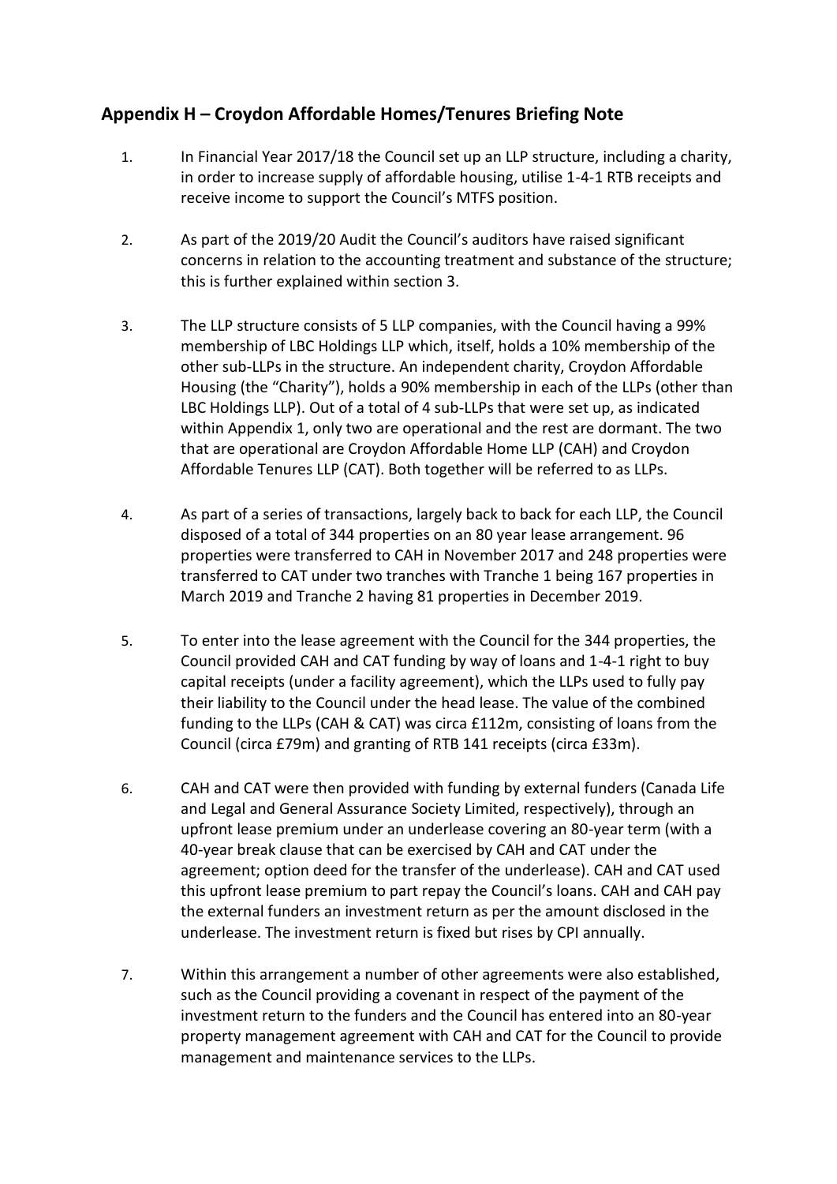## Appendix H – Croydon Affordable Homes/Tenures Briefing Note

1. In Financial Year 2017/18 the Council set up an LLP structure, including a charity, in order to increase supply of affordable housing, utilise 1-4-1 RTB receipts and receive income to support the Council's MTFS position.

2. As part of the 2019/20 Audit the Council's auditors have raised significant concerns in relation to the accounting treatment and substance of the structure; this is further explained within section 3.

3. The LLP structure consists of 5 LLP companies, with the Council having a 99% membership of LBC Holdings LLP which, itself, holds a 10% membership of the other sub-LLPs in the structure. An independent charity, Croydon Affordable Housing (the "Charity"), holds a 90% membership in each of the LLPs (other than LBC Holdings LLP). Out of a total of 4 sub-LLPs that were set up, as indicated within Appendix 1, only two are operational and the rest are dormant. The two that are operational are Croydon Affordable Home LLP (CAH) and Croydon Affordable Tenures LLP (CAT). Both together will be referred to as LLPs.

4. As part of a series of transactions, largely back to back for each LLP, the Council disposed of a total of 344 properties on an 80 year lease arrangement. 96 properties were transferred to CAH in November 2017 and 248 properties were transferred to CAT under two tranches with Tranche 1 being 167 properties in March 2019 and Tranche 2 having 81 properties in December 2019.

5. To enter into the lease agreement with the Council for the 344 properties, the Council provided CAH and CAT funding by way of loans and 1-4-1 right to buy capital receipts (under a facility agreement), which the LLPs used to fully pay their liability to the Council under the head lease. The value of the combined funding to the LLPs (CAH & CAT) was circa £112m, consisting of loans from the Council (circa £79m) and granting of RTB 141 receipts (circa £33m).

6. CAH and CAT were then provided with funding by external funders (Canada Life and Legal and General Assurance Society Limited, respectively), through an upfront lease premium under an underlease covering an 80-year term (with a 40-year break clause that can be exercised by CAH and CAT under the agreement; option deed for the transfer of the underlease). CAH and CAT used this upfront lease premium to part repay the Council's loans. CAH and CAH pay the external funders an investment return as per the amount disclosed in the underlease. The investment return is fixed but rises by CPI annually.

7. Within this arrangement a number of other agreements were also established, such as the Council providing a covenant in respect of the payment of the investment return to the funders and the Council has entered into an 80-year property management agreement with CAH and CAT for the Council to provide management and maintenance services to the LLPs.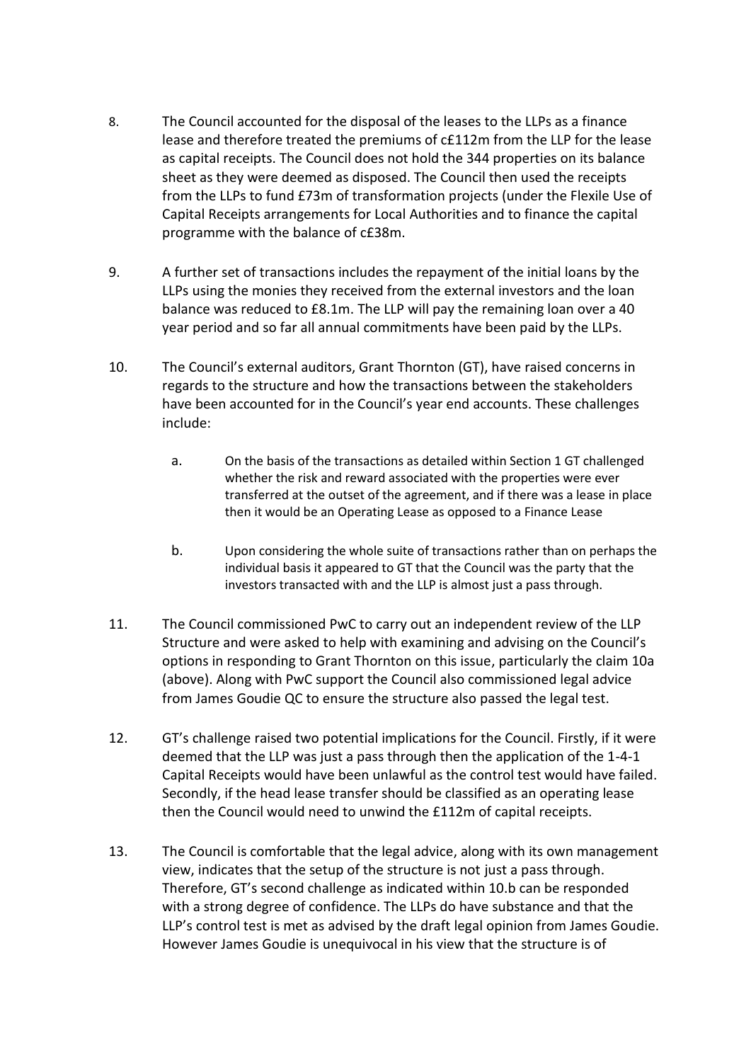8. The Council accounted for the disposal of the leases to the LLPs as a finance lease and therefore treated the premiums of c£112m from the LLP for the lease as capital receipts. The Council does not hold the 344 properties on its balance sheet as they were deemed as disposed. The Council then used the receipts from the LLPs to fund £73m of transformation projects (under the Flexile Use of Capital Receipts arrangements for Local Authorities and to finance the capital programme with the balance of c£38m.

9. A further set of transactions includes the repayment of the initial loans by the LLPs using the monies they received from the external investors and the loan balance was reduced to £8.1m. The LLP will pay the remaining loan over a 40 year period and so far all annual commitments have been paid by the LLPs.

10. The Council's external auditors, Grant Thornton (GT), have raised concerns in regards to the structure and how the transactions between the stakeholders have been accounted for in the Council's year end accounts. These challenges include:

    a. On the basis of the transactions as detailed within Section 1 GT challenged whether the risk and reward associated with the properties were ever transferred at the outset of the agreement, and if there was a lease in place then it would be an Operating Lease as opposed to a Finance Lease

    b. Upon considering the whole suite of transactions rather than on perhaps the individual basis it appeared to GT that the Council was the party that the investors transacted with and the LLP is almost just a pass through.

11. The Council commissioned PwC to carry out an independent review of the LLP Structure and were asked to help with examining and advising on the Council's options in responding to Grant Thornton on this issue, particularly the claim 10a (above). Along with PwC support the Council also commissioned legal advice from James Goudie QC to ensure the structure also passed the legal test.

12. GT's challenge raised two potential implications for the Council. Firstly, if it were deemed that the LLP was just a pass through then the application of the 1-4-1 Capital Receipts would have been unlawful as the control test would have failed. Secondly, if the head lease transfer should be classified as an operating lease then the Council would need to unwind the £112m of capital receipts.

13. The Council is comfortable that the legal advice, along with its own management view, indicates that the setup of the structure is not just a pass through. Therefore, GT's second challenge as indicated within 10.b can be responded with a strong degree of confidence. The LLPs do have substance and that the LLP's control test is met as advised by the draft legal opinion from James Goudie. However James Goudie is unequivocal in his view that the structure is of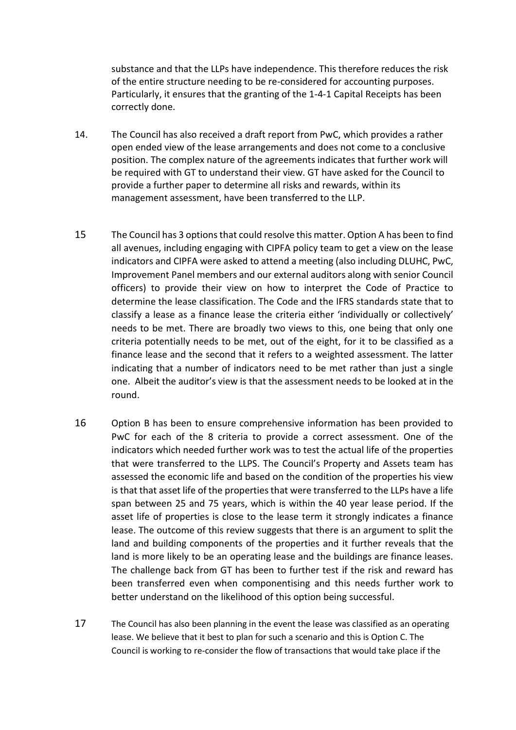substance and that the LLPs have independence. This therefore reduces the risk of the entire structure needing to be re-considered for accounting purposes. Particularly, it ensures that the granting of the 1-4-1 Capital Receipts has been correctly done.

14. The Council has also received a draft report from PwC, which provides a rather open ended view of the lease arrangements and does not come to a conclusive position. The complex nature of the agreements indicates that further work will be required with GT to understand their view. GT have asked for the Council to provide a further paper to determine all risks and rewards, within its management assessment, have been transferred to the LLP.

15 The Council has 3 options that could resolve this matter. Option A has been to find all avenues, including engaging with CIPFA policy team to get a view on the lease indicators and CIPFA were asked to attend a meeting (also including DLUHC, PwC, Improvement Panel members and our external auditors along with senior Council officers) to provide their view on how to interpret the Code of Practice to determine the lease classification. The Code and the IFRS standards state that to classify a lease as a finance lease the criteria either 'individually or collectively' needs to be met. There are broadly two views to this, one being that only one criteria potentially needs to be met, out of the eight, for it to be classified as a finance lease and the second that it refers to a weighted assessment. The latter indicating that a number of indicators need to be met rather than just a single one. Albeit the auditor's view is that the assessment needs to be looked at in the round.

16 Option B has been to ensure comprehensive information has been provided to PwC for each of the 8 criteria to provide a correct assessment. One of the indicators which needed further work was to test the actual life of the properties that were transferred to the LLPS. The Council's Property and Assets team has assessed the economic life and based on the condition of the properties his view is that that asset life of the properties that were transferred to the LLPs have a life span between 25 and 75 years, which is within the 40 year lease period. If the asset life of properties is close to the lease term it strongly indicates a finance lease. The outcome of this review suggests that there is an argument to split the land and building components of the properties and it further reveals that the land is more likely to be an operating lease and the buildings are finance leases. The challenge back from GT has been to further test if the risk and reward has been transferred even when componentising and this needs further work to better understand on the likelihood of this option being successful.

17 The Council has also been planning in the event the lease was classified as an operating lease. We believe that it best to plan for such a scenario and this is Option C. The Council is working to re-consider the flow of transactions that would take place if the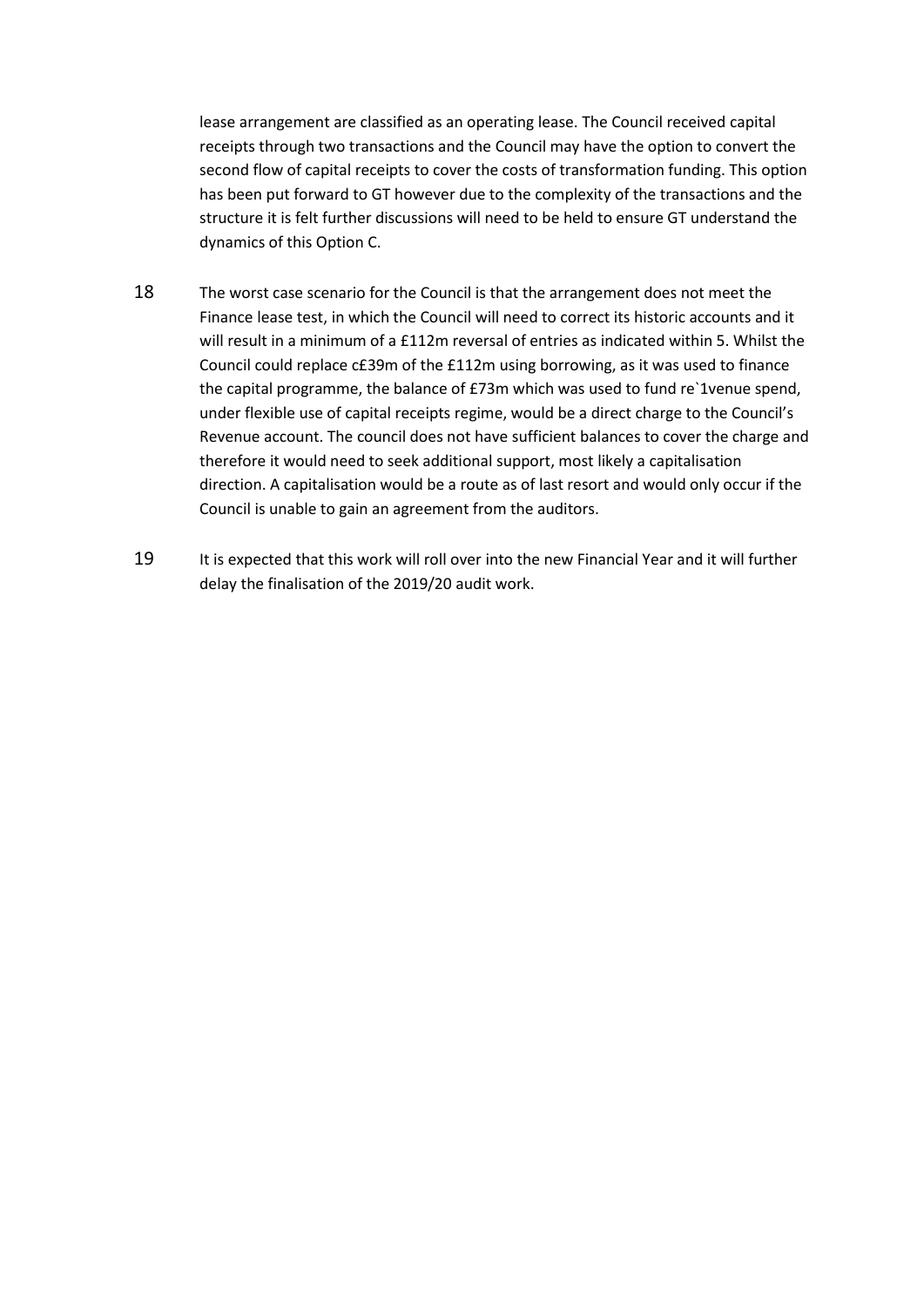lease arrangement are classified as an operating lease. The Council received capital receipts through two transactions and the Council may have the option to convert the second flow of capital receipts to cover the costs of transformation funding. This option has been put forward to GT however due to the complexity of the transactions and the structure it is felt further discussions will need to be held to ensure GT understand the dynamics of this Option C.

18 The worst case scenario for the Council is that the arrangement does not meet the Finance lease test, in which the Council will need to correct its historic accounts and it will result in a minimum of a £112m reversal of entries as indicated within 5. Whilst the Council could replace c£39m of the £112m using borrowing, as it was used to finance the capital programme, the balance of £73m which was used to fund re`1venue spend, under flexible use of capital receipts regime, would be a direct charge to the Council's Revenue account. The council does not have sufficient balances to cover the charge and therefore it would need to seek additional support, most likely a capitalisation direction. A capitalisation would be a route as of last resort and would only occur if the Council is unable to gain an agreement from the auditors.

19 It is expected that this work will roll over into the new Financial Year and it will further delay the finalisation of the 2019/20 audit work.